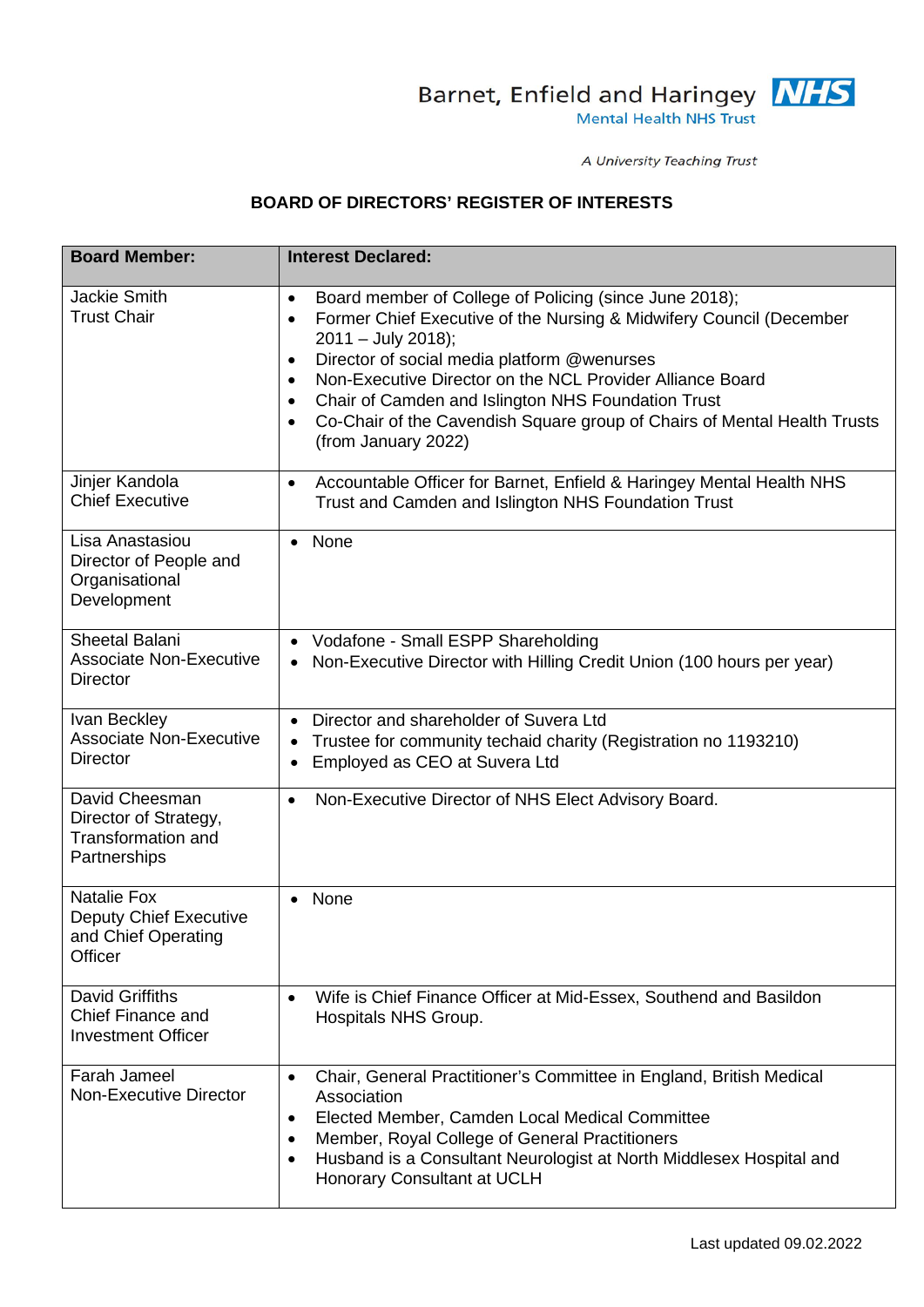Barnet, Enfield and Haringey Mental Health NHS Trust

*A University Teaching Trust*

## BOARD OF DIRECTORS' REGISTER OF INTERESTS

| Board Member: | Interest Declared: |
|---|---|
| Jackie Smith<br>Trust Chair | • Board member of College of Policing (since June 2018);<br>• Former Chief Executive of the Nursing & Midwifery Council (December 2011 – July 2018);<br>• Director of social media platform @wenurses<br>• Non-Executive Director on the NCL Provider Alliance Board<br>• Chair of Camden and Islington NHS Foundation Trust<br>• Co-Chair of the Cavendish Square group of Chairs of Mental Health Trusts (from January 2022) |
| Jinjer Kandola<br>Chief Executive | • Accountable Officer for Barnet, Enfield & Haringey Mental Health NHS Trust and Camden and Islington NHS Foundation Trust |
| Lisa Anastasiou<br>Director of People and Organisational Development | • None |
| Sheetal Balani<br>Associate Non-Executive Director | • Vodafone - Small ESPP Shareholding<br>• Non-Executive Director with Hilling Credit Union (100 hours per year) |
| Ivan Beckley<br>Associate Non-Executive Director | • Director and shareholder of Suvera Ltd<br>• Trustee for community techaid charity (Registration no 1193210)<br>• Employed as CEO at Suvera Ltd |
| David Cheesman<br>Director of Strategy, Transformation and Partnerships | • Non-Executive Director of NHS Elect Advisory Board. |
| Natalie Fox<br>Deputy Chief Executive and Chief Operating Officer | • None |
| David Griffiths<br>Chief Finance and Investment Officer | • Wife is Chief Finance Officer at Mid-Essex, Southend and Basildon Hospitals NHS Group. |
| Farah Jameel<br>Non-Executive Director | • Chair, General Practitioner's Committee in England, British Medical Association<br>• Elected Member, Camden Local Medical Committee<br>• Member, Royal College of General Practitioners<br>• Husband is a Consultant Neurologist at North Middlesex Hospital and Honorary Consultant at UCLH |

Last updated 09.02.2022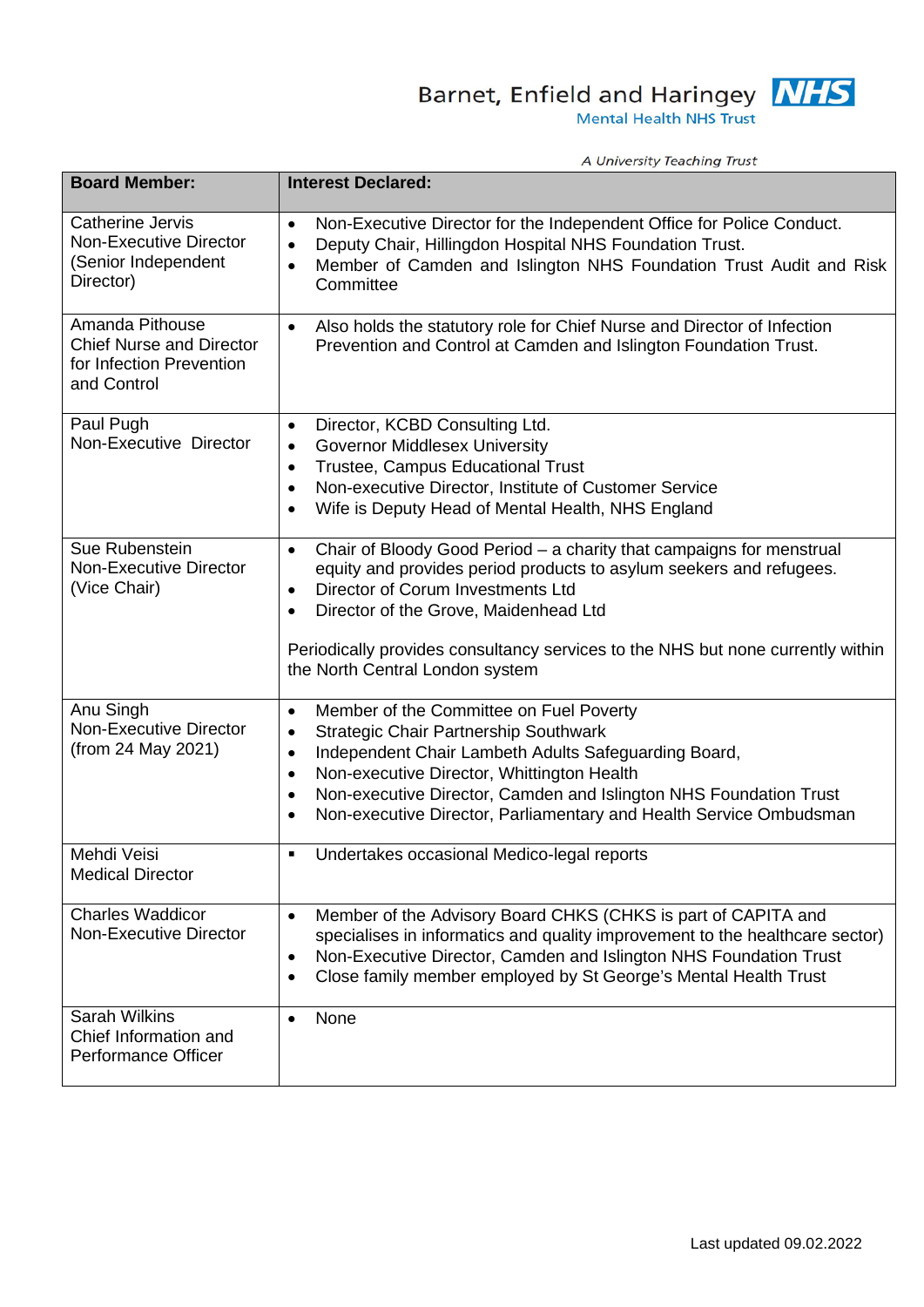| Board Member: | Interest Declared: |
|---|---|
| Catherine Jervis<br>Non-Executive Director (Senior Independent Director) | • Non-Executive Director for the Independent Office for Police Conduct.<br>• Deputy Chair, Hillingdon Hospital NHS Foundation Trust.<br>• Member of Camden and Islington NHS Foundation Trust Audit and Risk Committee |
| Amanda Pithouse<br>Chief Nurse and Director for Infection Prevention and Control | • Also holds the statutory role for Chief Nurse and Director of Infection Prevention and Control at Camden and Islington Foundation Trust. |
| Paul Pugh<br>Non-Executive Director | • Director, KCBD Consulting Ltd.<br>• Governor Middlesex University<br>• Trustee, Campus Educational Trust<br>• Non-executive Director, Institute of Customer Service<br>• Wife is Deputy Head of Mental Health, NHS England |
| Sue Rubenstein<br>Non-Executive Director (Vice Chair) | • Chair of Bloody Good Period – a charity that campaigns for menstrual equity and provides period products to asylum seekers and refugees.<br>• Director of Corum Investments Ltd<br>• Director of the Grove, Maidenhead Ltd<br><br>Periodically provides consultancy services to the NHS but none currently within the North Central London system |
| Anu Singh<br>Non-Executive Director (from 24 May 2021) | • Member of the Committee on Fuel Poverty<br>• Strategic Chair Partnership Southwark<br>• Independent Chair Lambeth Adults Safeguarding Board,<br>• Non-executive Director, Whittington Health<br>• Non-executive Director, Camden and Islington NHS Foundation Trust<br>• Non-executive Director, Parliamentary and Health Service Ombudsman |
| Mehdi Veisi<br>Medical Director | ▪ Undertakes occasional Medico-legal reports |
| Charles Waddicor<br>Non-Executive Director | • Member of the Advisory Board CHKS (CHKS is part of CAPITA and specialises in informatics and quality improvement to the healthcare sector)<br>• Non-Executive Director, Camden and Islington NHS Foundation Trust<br>• Close family member employed by St George's Mental Health Trust |
| Sarah Wilkins<br>Chief Information and Performance Officer | • None |

Last updated 09.02.2022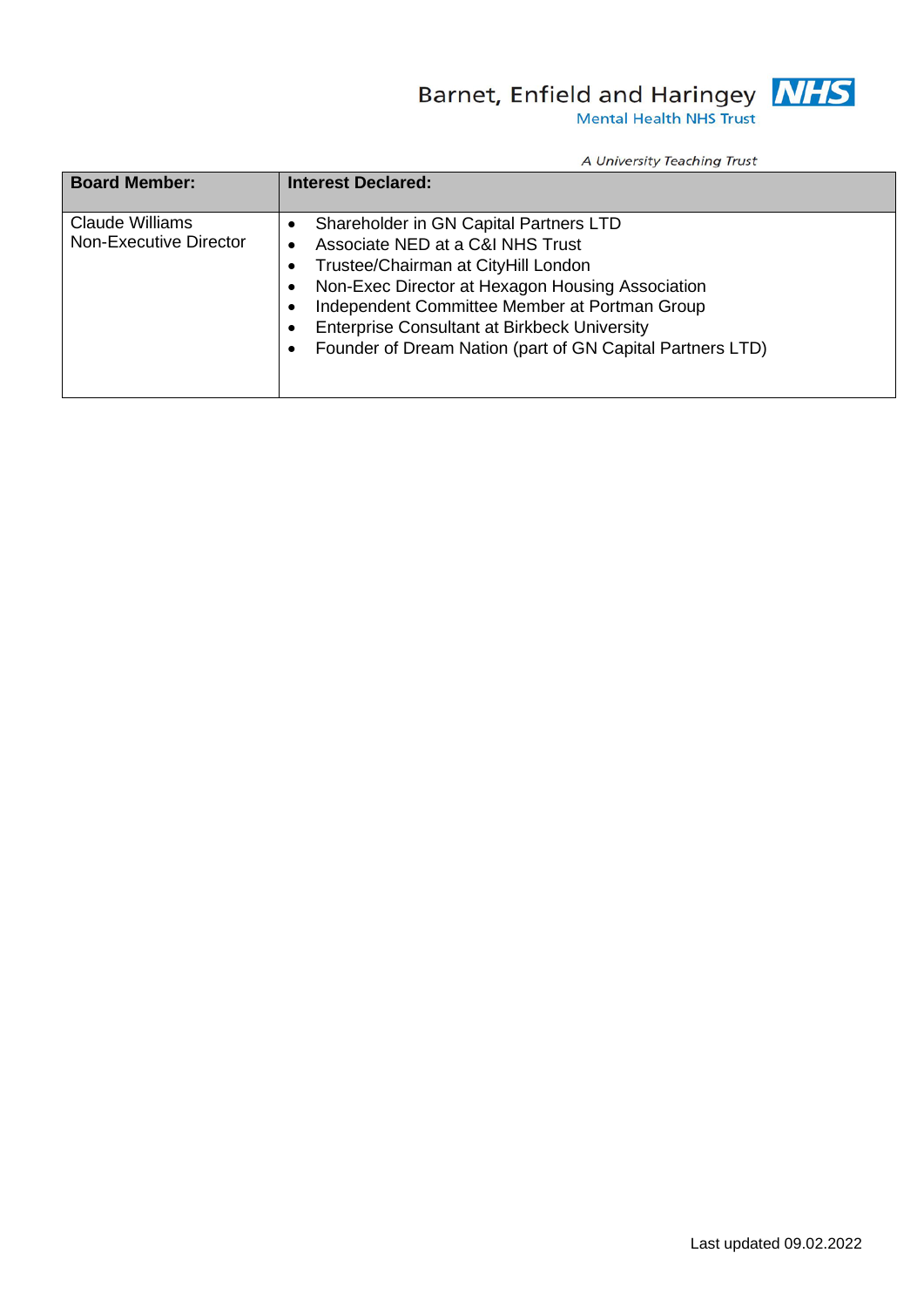| Board Member: | Interest Declared: |
| --- | --- |
| Claude Williams<br>Non-Executive Director | • Shareholder in GN Capital Partners LTD<br>• Associate NED at a C&I NHS Trust<br>• Trustee/Chairman at CityHill London<br>• Non-Exec Director at Hexagon Housing Association<br>• Independent Committee Member at Portman Group<br>• Enterprise Consultant at Birkbeck University<br>• Founder of Dream Nation (part of GN Capital Partners LTD) |

Last updated 09.02.2022